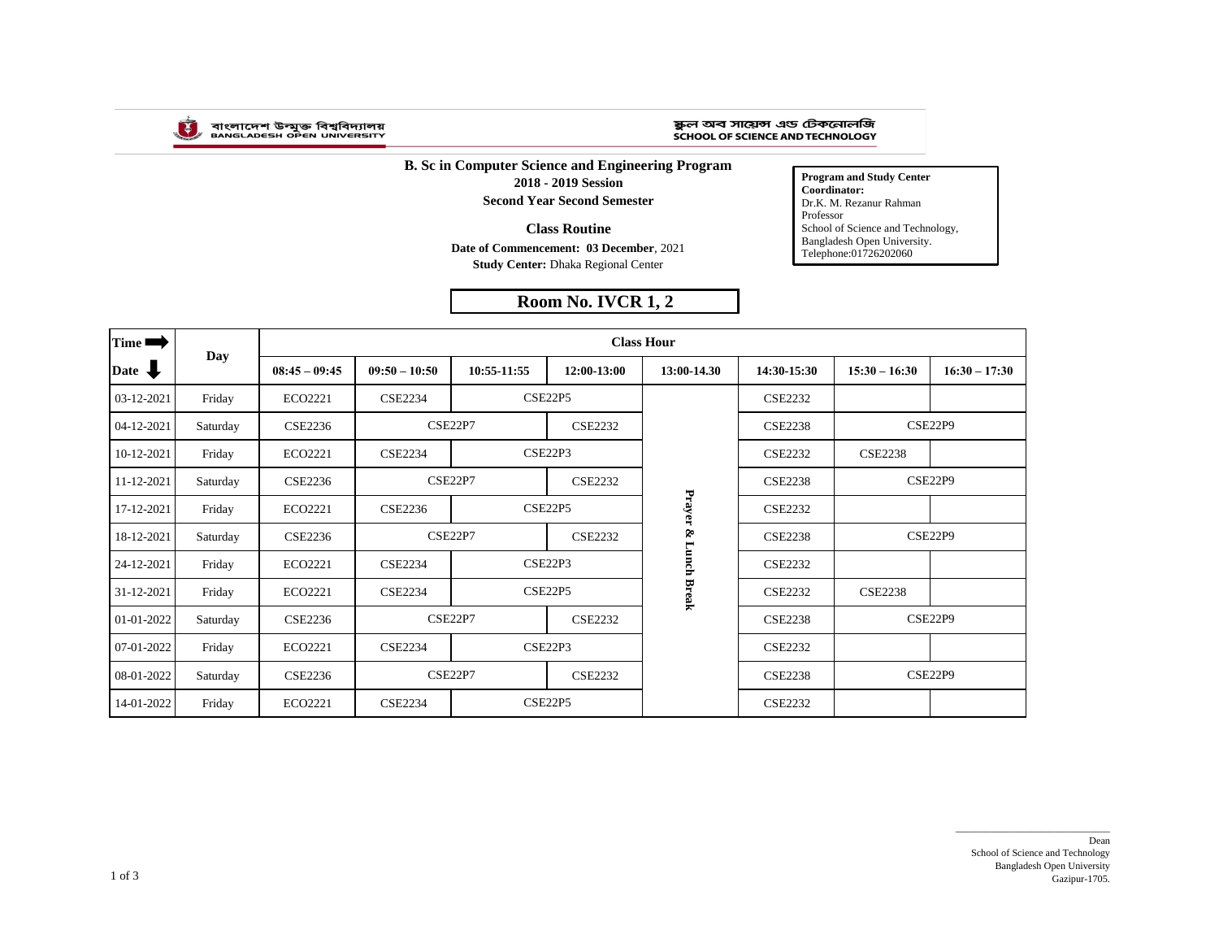বাংলাদেশ উন্মুক্ত বিশ্ববিদ্যালয়
BANGLADESH OPEN UNIVERSITY

স্কুল অব সায়েন্স এন্ড টেকনোলজি
SCHOOL OF SCIENCE AND TECHNOLOGY

## B. Sc in Computer Science and Engineering Program

**2018 - 2019 Session**

**Second Year Second Semester**

**Class Routine**

**Date of Commencement: 03 December**, 2021

**Study Center:** Dhaka Regional Center

**Program and Study Center Coordinator:**
Dr.K. M. Rezanur Rahman
Professor
School of Science and Technology,
Bangladesh Open University.
Telephone:01726202060

### Room No. IVCR 1, 2

| Time → Date ↓ | Day | Class Hour | | | | | | | |
|---|---|---|---|---|---|---|---|---|---|
| | | 08:45 – 09:45 | 09:50 – 10:50 | 10:55-11:55 | 12:00-13:00 | 13:00-14.30 | 14:30-15:30 | 15:30 – 16:30 | 16:30 – 17:30 |
| 03-12-2021 | Friday | ECO2221 | CSE2234 | CSE22P5 | | Prayer & Lunch Break | CSE2232 | | |
| 04-12-2021 | Saturday | CSE2236 | CSE22P7 | | CSE2232 | | CSE2238 | CSE22P9 | |
| 10-12-2021 | Friday | ECO2221 | CSE2234 | CSE22P3 | | | CSE2232 | CSE2238 | |
| 11-12-2021 | Saturday | CSE2236 | CSE22P7 | | CSE2232 | | CSE2238 | CSE22P9 | |
| 17-12-2021 | Friday | ECO2221 | CSE2236 | CSE22P5 | | | CSE2232 | | |
| 18-12-2021 | Saturday | CSE2236 | CSE22P7 | | CSE2232 | | CSE2238 | CSE22P9 | |
| 24-12-2021 | Friday | ECO2221 | CSE2234 | CSE22P3 | | | CSE2232 | | |
| 31-12-2021 | Friday | ECO2221 | CSE2234 | CSE22P5 | | | CSE2232 | CSE2238 | |
| 01-01-2022 | Saturday | CSE2236 | CSE22P7 | | CSE2232 | | CSE2238 | CSE22P9 | |
| 07-01-2022 | Friday | ECO2221 | CSE2234 | CSE22P3 | | | CSE2232 | | |
| 08-01-2022 | Saturday | CSE2236 | CSE22P7 | | CSE2232 | | CSE2238 | CSE22P9 | |
| 14-01-2022 | Friday | ECO2221 | CSE2234 | CSE22P5 | | | CSE2232 | | |

Dean
School of Science and Technology
Bangladesh Open University
Gazipur-1705.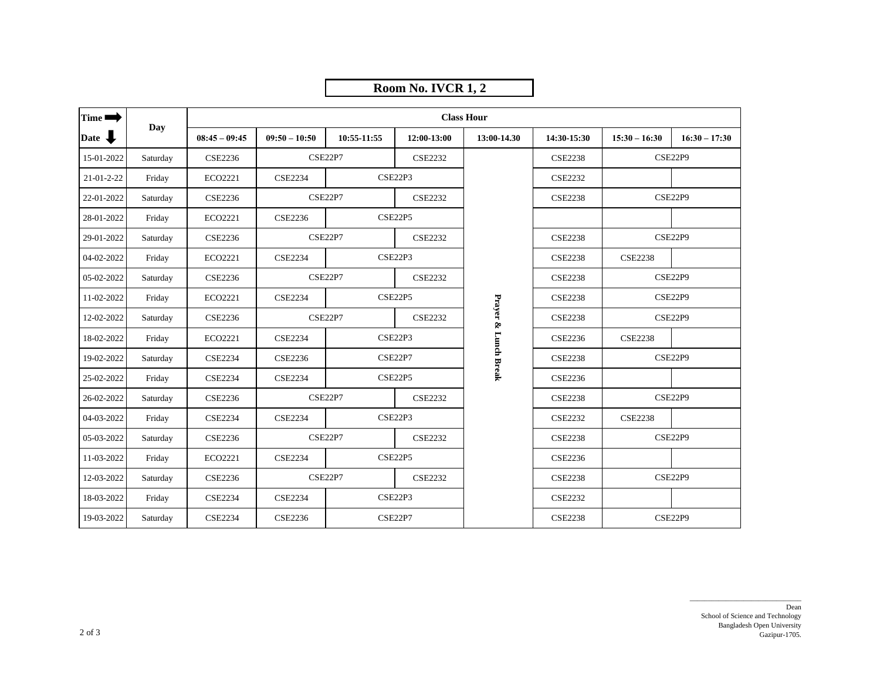**Room No. IVCR 1, 2**

| Time ➡ / Date ⬇ | Day | Class Hour | | | | | | | |
|---|---|---|---|---|---|---|---|---|---|
| | | 08:45 – 09:45 | 09:50 – 10:50 | 10:55-11:55 | 12:00-13:00 | 13:00-14.30 | 14:30-15:30 | 15:30 – 16:30 | 16:30 – 17:30 |
| 15-01-2022 | Saturday | CSE2236 | CSE22P7 | | CSE2232 | Prayer & Lunch Break | CSE2238 | CSE22P9 | |
| 21-01-2-22 | Friday | ECO2221 | CSE2234 | CSE22P3 | | | CSE2232 | | |
| 22-01-2022 | Saturday | CSE2236 | CSE22P7 | | CSE2232 | | CSE2238 | CSE22P9 | |
| 28-01-2022 | Friday | ECO2221 | CSE2236 | CSE22P5 | | | | | |
| 29-01-2022 | Saturday | CSE2236 | CSE22P7 | | CSE2232 | | CSE2238 | CSE22P9 | |
| 04-02-2022 | Friday | ECO2221 | CSE2234 | CSE22P3 | | | CSE2238 | CSE2238 | |
| 05-02-2022 | Saturday | CSE2236 | CSE22P7 | | CSE2232 | | CSE2238 | CSE22P9 | |
| 11-02-2022 | Friday | ECO2221 | CSE2234 | CSE22P5 | | | CSE2238 | CSE22P9 | |
| 12-02-2022 | Saturday | CSE2236 | CSE22P7 | | CSE2232 | | CSE2238 | CSE22P9 | |
| 18-02-2022 | Friday | ECO2221 | CSE2234 | CSE22P3 | | | CSE2236 | CSE2238 | |
| 19-02-2022 | Saturday | CSE2234 | CSE2236 | CSE22P7 | | | CSE2238 | CSE22P9 | |
| 25-02-2022 | Friday | CSE2234 | CSE2234 | CSE22P5 | | | CSE2236 | | |
| 26-02-2022 | Saturday | CSE2236 | CSE22P7 | | CSE2232 | | CSE2238 | CSE22P9 | |
| 04-03-2022 | Friday | CSE2234 | CSE2234 | CSE22P3 | | | CSE2232 | CSE2238 | |
| 05-03-2022 | Saturday | CSE2236 | CSE22P7 | | CSE2232 | | CSE2238 | CSE22P9 | |
| 11-03-2022 | Friday | ECO2221 | CSE2234 | CSE22P5 | | | CSE2236 | | |
| 12-03-2022 | Saturday | CSE2236 | CSE22P7 | | CSE2232 | | CSE2238 | CSE22P9 | |
| 18-03-2022 | Friday | CSE2234 | CSE2234 | CSE22P3 | | | CSE2232 | | |
| 19-03-2022 | Saturday | CSE2234 | CSE2236 | CSE22P7 | | | CSE2238 | CSE22P9 | |

Dean
School of Science and Technology
Bangladesh Open University
Gazipur-1705.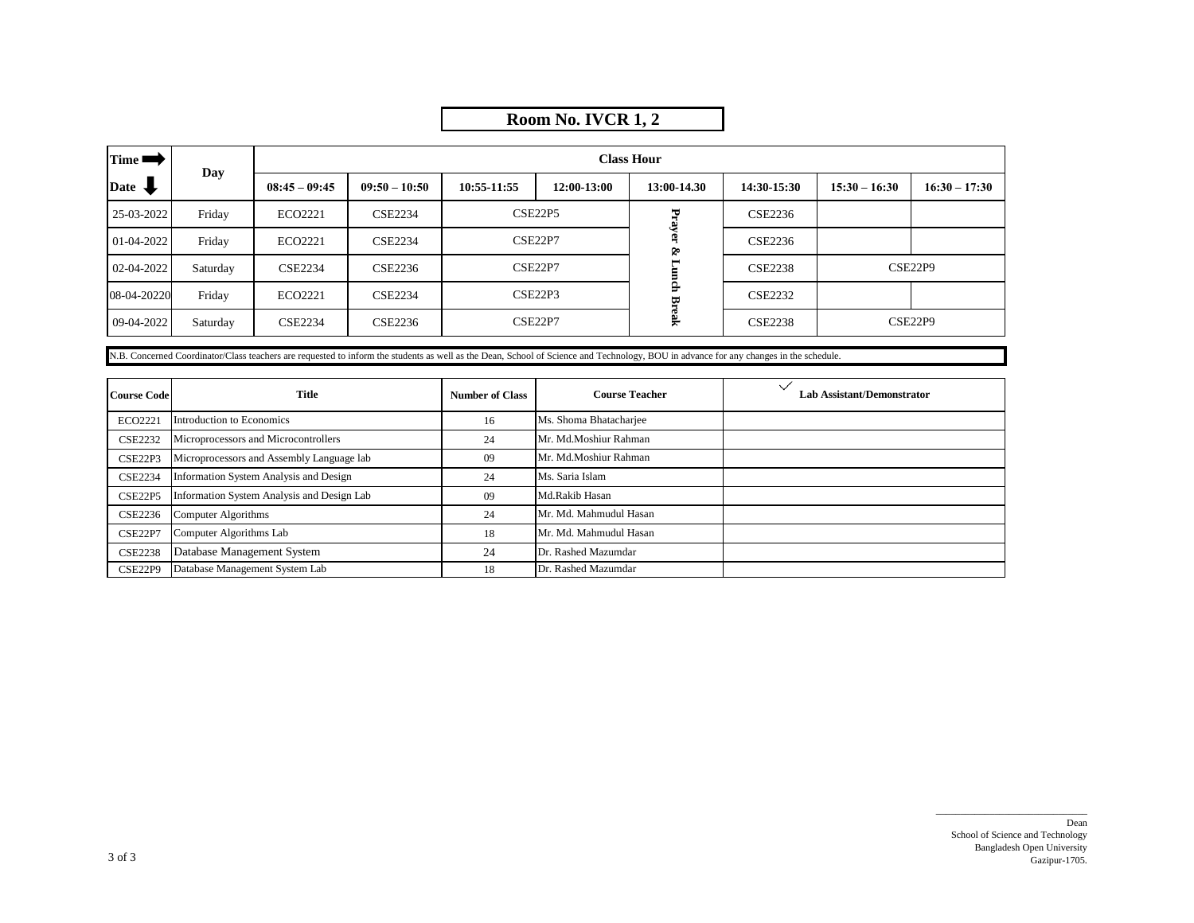## Room No. IVCR 1, 2

| Time ➡ / Date ⬇ | Day | Class Hour | | | | | | | |
|---|---|---|---|---|---|---|---|---|---|
| | | 08:45 – 09:45 | 09:50 – 10:50 | 10:55-11:55 | 12:00-13:00 | 13:00-14.30 | 14:30-15:30 | 15:30 – 16:30 | 16:30 – 17:30 |
| 25-03-2022 | Friday | ECO2221 | CSE2234 | CSE22P5 | | Prayer & Lunch Break | CSE2236 | | |
| 01-04-2022 | Friday | ECO2221 | CSE2234 | CSE22P7 | | | CSE2236 | | |
| 02-04-2022 | Saturday | CSE2234 | CSE2236 | CSE22P7 | | | CSE2238 | CSE22P9 | |
| 08-04-20220 | Friday | ECO2221 | CSE2234 | CSE22P3 | | | CSE2232 | | |
| 09-04-2022 | Saturday | CSE2234 | CSE2236 | CSE22P7 | | | CSE2238 | CSE22P9 | |

N.B. Concerned Coordinator/Class teachers are requested to inform the students as well as the Dean, School of Science and Technology, BOU in advance for any changes in the schedule.

| Course Code | Title | Number of Class | Course Teacher | Lab Assistant/Demonstrator |
|---|---|---|---|---|
| ECO2221 | Introduction to Economics | 16 | Ms. Shoma Bhatacharjee | |
| CSE2232 | Microprocessors and Microcontrollers | 24 | Mr. Md.Moshiur Rahman | |
| CSE22P3 | Microprocessors and Assembly Language lab | 09 | Mr. Md.Moshiur Rahman | |
| CSE2234 | Information System Analysis and Design | 24 | Ms. Saria Islam | |
| CSE22P5 | Information System Analysis and Design Lab | 09 | Md.Rakib Hasan | |
| CSE2236 | Computer Algorithms | 24 | Mr. Md. Mahmudul Hasan | |
| CSE22P7 | Computer Algorithms Lab | 18 | Mr. Md. Mahmudul Hasan | |
| CSE2238 | Database Management System | 24 | Dr. Rashed Mazumdar | |
| CSE22P9 | Database Management System Lab | 18 | Dr. Rashed Mazumdar | |

Dean
School of Science and Technology
Bangladesh Open University
Gazipur-1705.